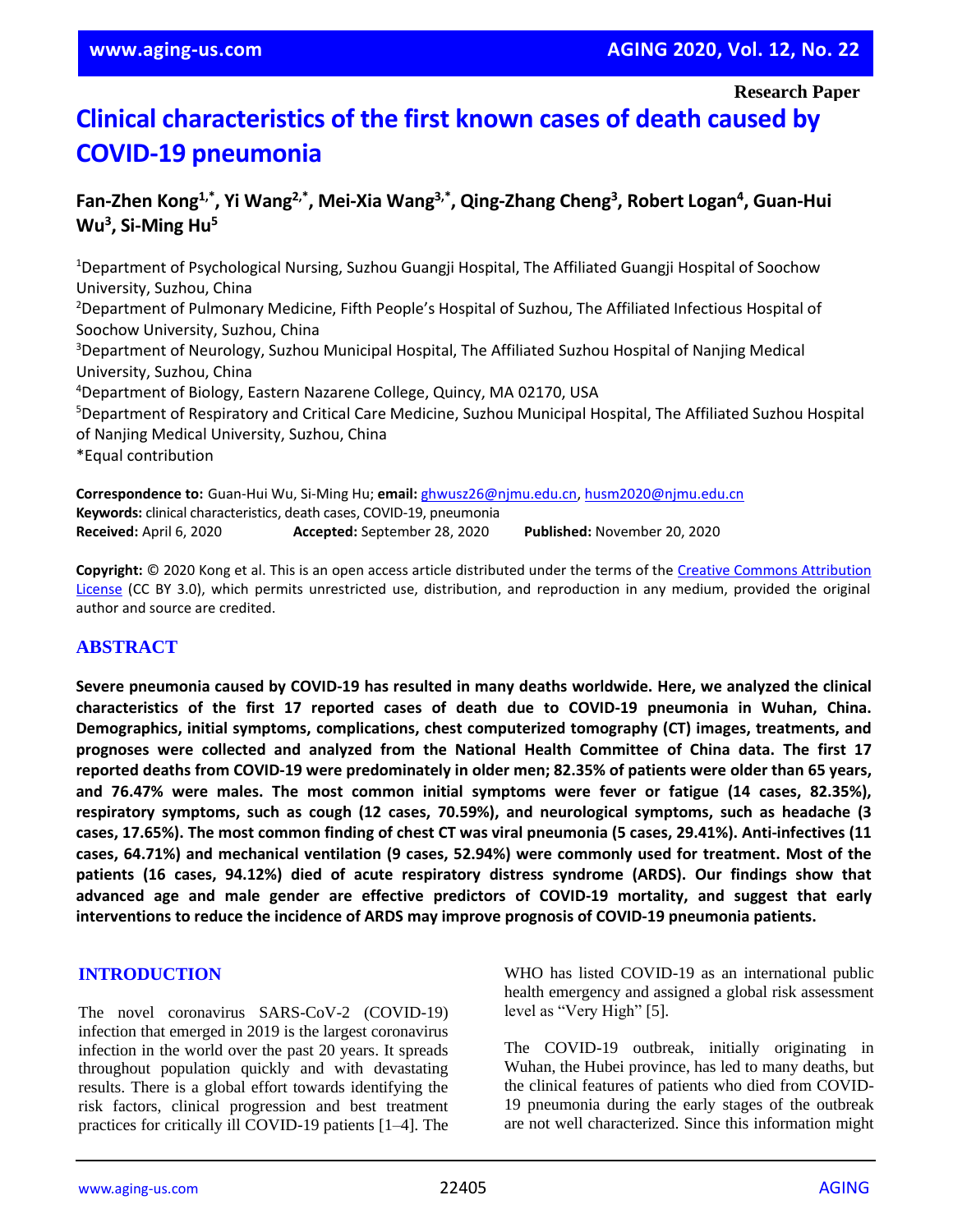Research Paper

# Clinical characteristics of the first known cases of death caused by COVID-19 pneumonia

**Fan-Zhen Kong[1,*], Yi Wang[2,*], Mei-Xia Wang[3,*], Qing-Zhang Cheng[3], Robert Logan[4], Guan-Hui Wu[3], Si-Ming Hu[5]**

[1]Department of Psychological Nursing, Suzhou Guangji Hospital, The Affiliated Guangji Hospital of Soochow University, Suzhou, China
[2]Department of Pulmonary Medicine, Fifth People's Hospital of Suzhou, The Affiliated Infectious Hospital of Soochow University, Suzhou, China
[3]Department of Neurology, Suzhou Municipal Hospital, The Affiliated Suzhou Hospital of Nanjing Medical University, Suzhou, China
[4]Department of Biology, Eastern Nazarene College, Quincy, MA 02170, USA
[5]Department of Respiratory and Critical Care Medicine, Suzhou Municipal Hospital, The Affiliated Suzhou Hospital of Nanjing Medical University, Suzhou, China
*Equal contribution

**Correspondence to:** Guan-Hui Wu, Si-Ming Hu; **email:** ghwusz26@njmu.edu.cn, husm2020@njmu.edu.cn
**Keywords:** clinical characteristics, death cases, COVID-19, pneumonia
**Received:** April 6, 2020 **Accepted:** September 28, 2020 **Published:** November 20, 2020

**Copyright:** © 2020 Kong et al. This is an open access article distributed under the terms of the Creative Commons Attribution License (CC BY 3.0), which permits unrestricted use, distribution, and reproduction in any medium, provided the original author and source are credited.

## ABSTRACT

**Severe pneumonia caused by COVID-19 has resulted in many deaths worldwide. Here, we analyzed the clinical characteristics of the first 17 reported cases of death due to COVID-19 pneumonia in Wuhan, China. Demographics, initial symptoms, complications, chest computerized tomography (CT) images, treatments, and prognoses were collected and analyzed from the National Health Committee of China data. The first 17 reported deaths from COVID-19 were predominately in older men; 82.35% of patients were older than 65 years, and 76.47% were males. The most common initial symptoms were fever or fatigue (14 cases, 82.35%), respiratory symptoms, such as cough (12 cases, 70.59%), and neurological symptoms, such as headache (3 cases, 17.65%). The most common finding of chest CT was viral pneumonia (5 cases, 29.41%). Anti-infectives (11 cases, 64.71%) and mechanical ventilation (9 cases, 52.94%) were commonly used for treatment. Most of the patients (16 cases, 94.12%) died of acute respiratory distress syndrome (ARDS). Our findings show that advanced age and male gender are effective predictors of COVID-19 mortality, and suggest that early interventions to reduce the incidence of ARDS may improve prognosis of COVID-19 pneumonia patients.**

## INTRODUCTION

The novel coronavirus SARS-CoV-2 (COVID-19) infection that emerged in 2019 is the largest coronavirus infection in the world over the past 20 years. It spreads throughout population quickly and with devastating results. There is a global effort towards identifying the risk factors, clinical progression and best treatment practices for critically ill COVID-19 patients [1–4]. The WHO has listed COVID-19 as an international public health emergency and assigned a global risk assessment level as "Very High" [5].

The COVID-19 outbreak, initially originating in Wuhan, the Hubei province, has led to many deaths, but the clinical features of patients who died from COVID-19 pneumonia during the early stages of the outbreak are not well characterized. Since this information might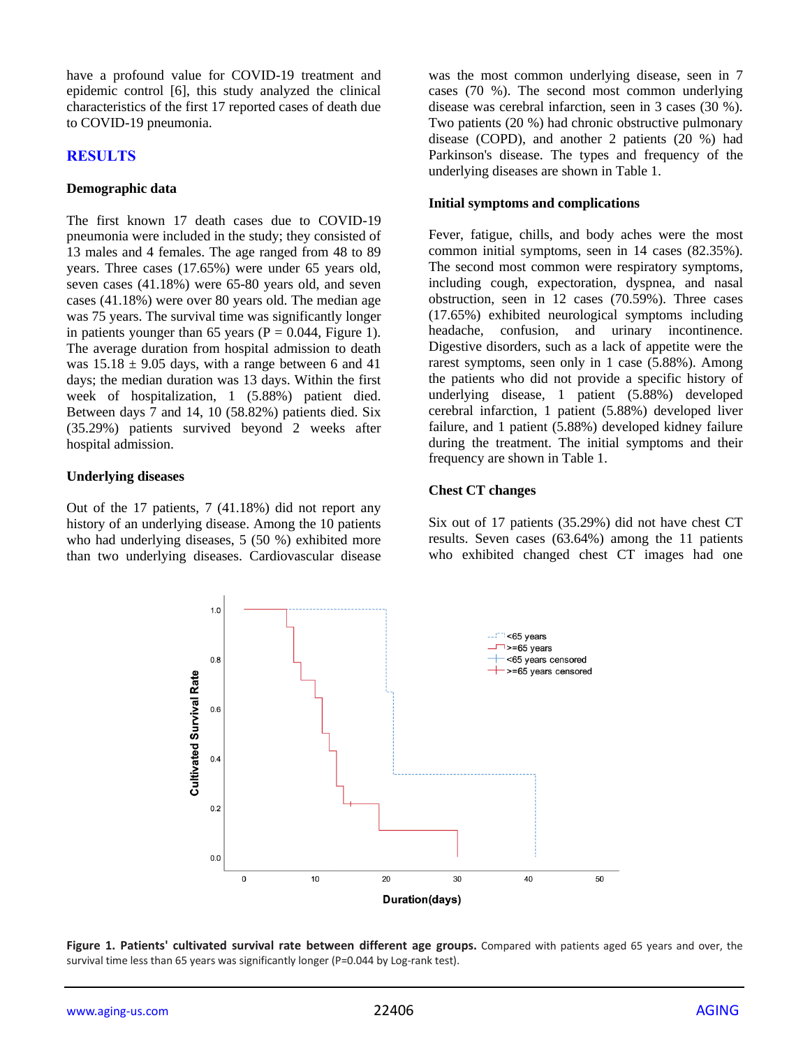have a profound value for COVID-19 treatment and epidemic control [6], this study analyzed the clinical characteristics of the first 17 reported cases of death due to COVID-19 pneumonia.

## RESULTS

### Demographic data

The first known 17 death cases due to COVID-19 pneumonia were included in the study; they consisted of 13 males and 4 females. The age ranged from 48 to 89 years. Three cases (17.65%) were under 65 years old, seven cases (41.18%) were 65-80 years old, and seven cases (41.18%) were over 80 years old. The median age was 75 years. The survival time was significantly longer in patients younger than 65 years ($P = 0.044$, Figure 1). The average duration from hospital admission to death was $15.18 \pm 9.05$ days, with a range between 6 and 41 days; the median duration was 13 days. Within the first week of hospitalization, 1 (5.88%) patient died. Between days 7 and 14, 10 (58.82%) patients died. Six (35.29%) patients survived beyond 2 weeks after hospital admission.

### Underlying diseases

Out of the 17 patients, 7 (41.18%) did not report any history of an underlying disease. Among the 10 patients who had underlying diseases, 5 (50 %) exhibited more than two underlying diseases. Cardiovascular disease was the most common underlying disease, seen in 7 cases (70 %). The second most common underlying disease was cerebral infarction, seen in 3 cases (30 %). Two patients (20 %) had chronic obstructive pulmonary disease (COPD), and another 2 patients (20 %) had Parkinson's disease. The types and frequency of the underlying diseases are shown in Table 1.

### Initial symptoms and complications

Fever, fatigue, chills, and body aches were the most common initial symptoms, seen in 14 cases (82.35%). The second most common were respiratory symptoms, including cough, expectoration, dyspnea, and nasal obstruction, seen in 12 cases (70.59%). Three cases (17.65%) exhibited neurological symptoms including headache, confusion, and urinary incontinence. Digestive disorders, such as a lack of appetite were the rarest symptoms, seen only in 1 case (5.88%). Among the patients who did not provide a specific history of underlying disease, 1 patient (5.88%) developed cerebral infarction, 1 patient (5.88%) developed liver failure, and 1 patient (5.88%) developed kidney failure during the treatment. The initial symptoms and their frequency are shown in Table 1.

### Chest CT changes

Six out of 17 patients (35.29%) did not have chest CT results. Seven cases (63.64%) among the 11 patients who exhibited changed chest CT images had one

**Figure 1. Patients' cultivated survival rate between different age groups.** Compared with patients aged 65 years and over, the survival time less than 65 years was significantly longer (P=0.044 by Log-rank test).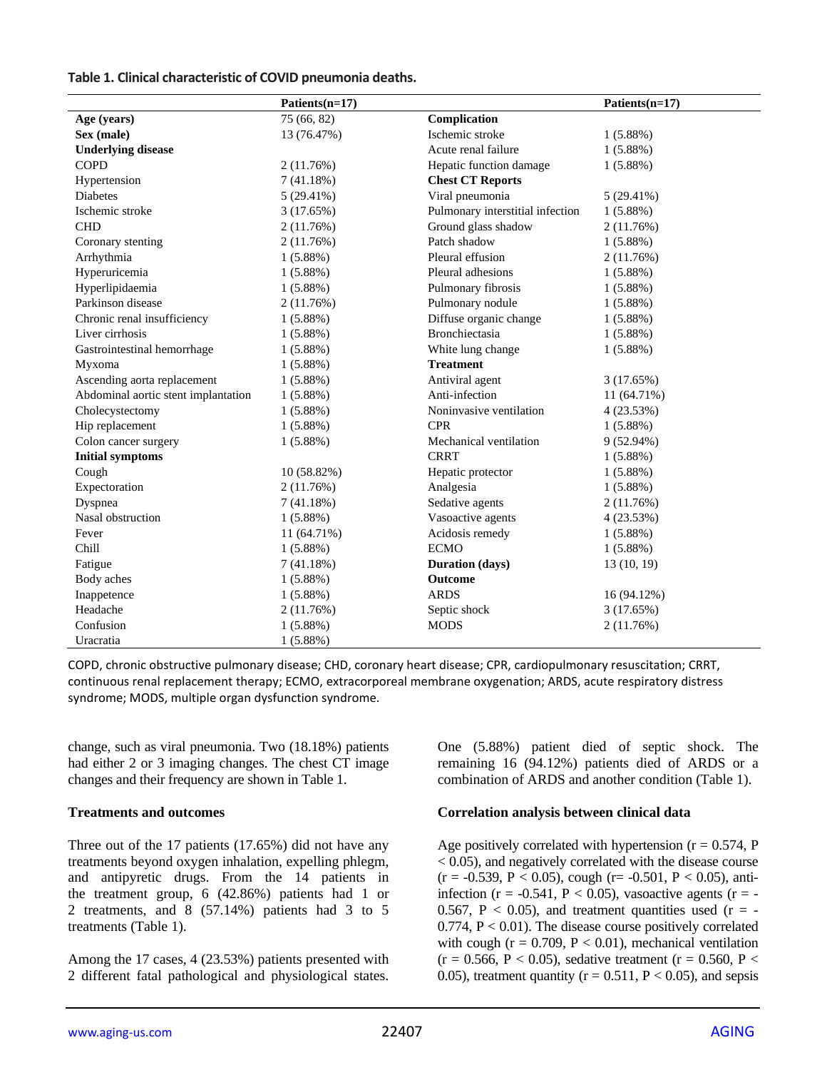**Table 1. Clinical characteristic of COVID pneumonia deaths.**

| | Patients(n=17) | | Patients(n=17) |
|---|---|---|---|
| **Age (years)** | 75 (66, 82) | **Complication** | |
| **Sex (male)** | 13 (76.47%) | Ischemic stroke | 1 (5.88%) |
| **Underlying disease** | | Acute renal failure | 1 (5.88%) |
| COPD | 2 (11.76%) | Hepatic function damage | 1 (5.88%) |
| Hypertension | 7 (41.18%) | **Chest CT Reports** | |
| Diabetes | 5 (29.41%) | Viral pneumonia | 5 (29.41%) |
| Ischemic stroke | 3 (17.65%) | Pulmonary interstitial infection | 1 (5.88%) |
| CHD | 2 (11.76%) | Ground glass shadow | 2 (11.76%) |
| Coronary stenting | 2 (11.76%) | Patch shadow | 1 (5.88%) |
| Arrhythmia | 1 (5.88%) | Pleural effusion | 2 (11.76%) |
| Hyperuricemia | 1 (5.88%) | Pleural adhesions | 1 (5.88%) |
| Hyperlipidaemia | 1 (5.88%) | Pulmonary fibrosis | 1 (5.88%) |
| Parkinson disease | 2 (11.76%) | Pulmonary nodule | 1 (5.88%) |
| Chronic renal insufficiency | 1 (5.88%) | Diffuse organic change | 1 (5.88%) |
| Liver cirrhosis | 1 (5.88%) | Bronchiectasia | 1 (5.88%) |
| Gastrointestinal hemorrhage | 1 (5.88%) | White lung change | 1 (5.88%) |
| Myxoma | 1 (5.88%) | **Treatment** | |
| Ascending aorta replacement | 1 (5.88%) | Antiviral agent | 3 (17.65%) |
| Abdominal aortic stent implantation | 1 (5.88%) | Anti-infection | 11 (64.71%) |
| Cholecystectomy | 1 (5.88%) | Noninvasive ventilation | 4 (23.53%) |
| Hip replacement | 1 (5.88%) | CPR | 1 (5.88%) |
| Colon cancer surgery | 1 (5.88%) | Mechanical ventilation | 9 (52.94%) |
| **Initial symptoms** | | CRRT | 1 (5.88%) |
| Cough | 10 (58.82%) | Hepatic protector | 1 (5.88%) |
| Expectoration | 2 (11.76%) | Analgesia | 1 (5.88%) |
| Dyspnea | 7 (41.18%) | Sedative agents | 2 (11.76%) |
| Nasal obstruction | 1 (5.88%) | Vasoactive agents | 4 (23.53%) |
| Fever | 11 (64.71%) | Acidosis remedy | 1 (5.88%) |
| Chill | 1 (5.88%) | ECMO | 1 (5.88%) |
| Fatigue | 7 (41.18%) | **Duration (days)** | 13 (10, 19) |
| Body aches | 1 (5.88%) | **Outcome** | |
| Inappetence | 1 (5.88%) | ARDS | 16 (94.12%) |
| Headache | 2 (11.76%) | Septic shock | 3 (17.65%) |
| Confusion | 1 (5.88%) | MODS | 2 (11.76%) |
| Uracratia | 1 (5.88%) | | |

COPD, chronic obstructive pulmonary disease; CHD, coronary heart disease; CPR, cardiopulmonary resuscitation; CRRT, continuous renal replacement therapy; ECMO, extracorporeal membrane oxygenation; ARDS, acute respiratory distress syndrome; MODS, multiple organ dysfunction syndrome.

change, such as viral pneumonia. Two (18.18%) patients had either 2 or 3 imaging changes. The chest CT image changes and their frequency are shown in Table 1.

### Treatments and outcomes

Three out of the 17 patients (17.65%) did not have any treatments beyond oxygen inhalation, expelling phlegm, and antipyretic drugs. From the 14 patients in the treatment group, 6 (42.86%) patients had 1 or 2 treatments, and 8 (57.14%) patients had 3 to 5 treatments (Table 1).

Among the 17 cases, 4 (23.53%) patients presented with 2 different fatal pathological and physiological states. One (5.88%) patient died of septic shock. The remaining 16 (94.12%) patients died of ARDS or a combination of ARDS and another condition (Table 1).

### Correlation analysis between clinical data

Age positively correlated with hypertension ($r = 0.574$, $P < 0.05$), and negatively correlated with the disease course ($r = -0.539$, $P < 0.05$), cough ($r = -0.501$, $P < 0.05$), anti-infection ($r = -0.541$, $P < 0.05$), vasoactive agents ($r = -0.567$, $P < 0.05$), and treatment quantities used ($r = -0.774$, $P < 0.01$). The disease course positively correlated with cough ($r = 0.709$, $P < 0.01$), mechanical ventilation ($r = 0.566$, $P < 0.05$), sedative treatment ($r = 0.560$, $P < 0.05$), treatment quantity ($r = 0.511$, $P < 0.05$), and sepsis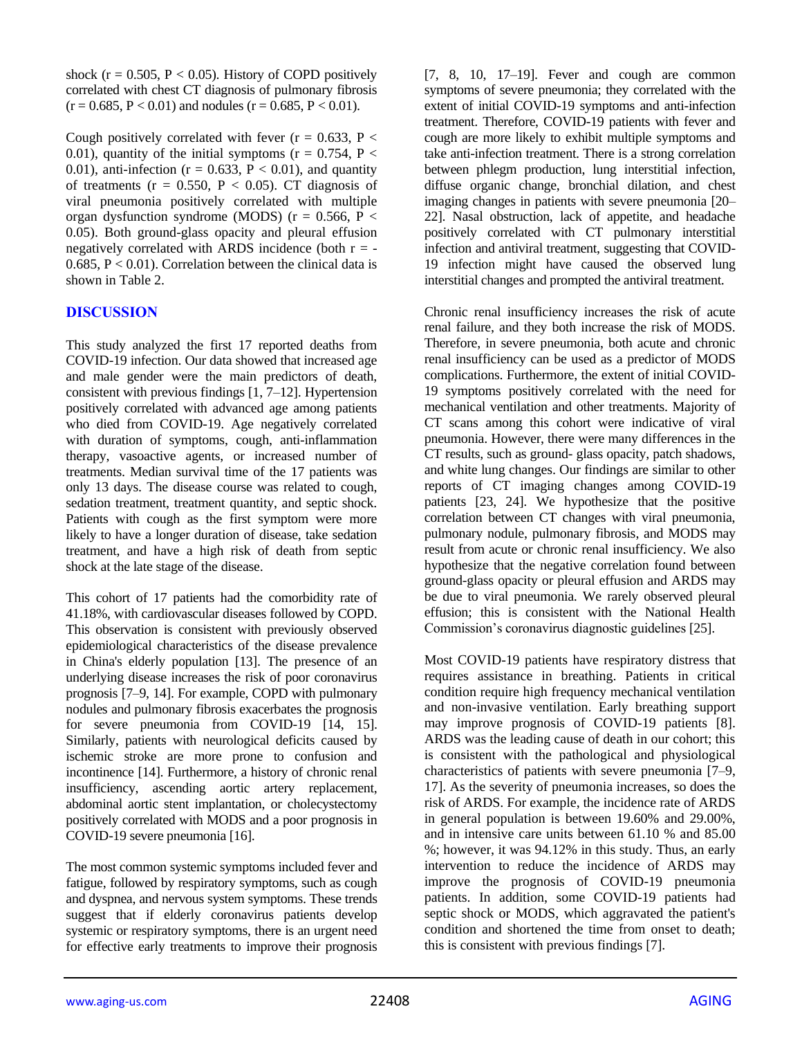shock ($r = 0.505$, $P < 0.05$). History of COPD positively correlated with chest CT diagnosis of pulmonary fibrosis ($r = 0.685$, $P < 0.01$) and nodules ($r = 0.685$, $P < 0.01$).

Cough positively correlated with fever ($r = 0.633$, $P < 0.01$), quantity of the initial symptoms ($r = 0.754$, $P < 0.01$), anti-infection ($r = 0.633$, $P < 0.01$), and quantity of treatments ($r = 0.550$, $P < 0.05$). CT diagnosis of viral pneumonia positively correlated with multiple organ dysfunction syndrome (MODS) ($r = 0.566$, $P < 0.05$). Both ground-glass opacity and pleural effusion negatively correlated with ARDS incidence (both $r = -0.685$, $P < 0.01$). Correlation between the clinical data is shown in Table 2.

## DISCUSSION

This study analyzed the first 17 reported deaths from COVID-19 infection. Our data showed that increased age and male gender were the main predictors of death, consistent with previous findings [1, 7–12]. Hypertension positively correlated with advanced age among patients who died from COVID-19. Age negatively correlated with duration of symptoms, cough, anti-inflammation therapy, vasoactive agents, or increased number of treatments. Median survival time of the 17 patients was only 13 days. The disease course was related to cough, sedation treatment, treatment quantity, and septic shock. Patients with cough as the first symptom were more likely to have a longer duration of disease, take sedation treatment, and have a high risk of death from septic shock at the late stage of the disease.

This cohort of 17 patients had the comorbidity rate of 41.18%, with cardiovascular diseases followed by COPD. This observation is consistent with previously observed epidemiological characteristics of the disease prevalence in China's elderly population [13]. The presence of an underlying disease increases the risk of poor coronavirus prognosis [7–9, 14]. For example, COPD with pulmonary nodules and pulmonary fibrosis exacerbates the prognosis for severe pneumonia from COVID-19 [14, 15]. Similarly, patients with neurological deficits caused by ischemic stroke are more prone to confusion and incontinence [14]. Furthermore, a history of chronic renal insufficiency, ascending aortic artery replacement, abdominal aortic stent implantation, or cholecystectomy positively correlated with MODS and a poor prognosis in COVID-19 severe pneumonia [16].

The most common systemic symptoms included fever and fatigue, followed by respiratory symptoms, such as cough and dyspnea, and nervous system symptoms. These trends suggest that if elderly coronavirus patients develop systemic or respiratory symptoms, there is an urgent need for effective early treatments to improve their prognosis [7, 8, 10, 17–19]. Fever and cough are common symptoms of severe pneumonia; they correlated with the extent of initial COVID-19 symptoms and anti-infection treatment. Therefore, COVID-19 patients with fever and cough are more likely to exhibit multiple symptoms and take anti-infection treatment. There is a strong correlation between phlegm production, lung interstitial infection, diffuse organic change, bronchial dilation, and chest imaging changes in patients with severe pneumonia [20–22]. Nasal obstruction, lack of appetite, and headache positively correlated with CT pulmonary interstitial infection and antiviral treatment, suggesting that COVID-19 infection might have caused the observed lung interstitial changes and prompted the antiviral treatment.

Chronic renal insufficiency increases the risk of acute renal failure, and they both increase the risk of MODS. Therefore, in severe pneumonia, both acute and chronic renal insufficiency can be used as a predictor of MODS complications. Furthermore, the extent of initial COVID-19 symptoms positively correlated with the need for mechanical ventilation and other treatments. Majority of CT scans among this cohort were indicative of viral pneumonia. However, there were many differences in the CT results, such as ground- glass opacity, patch shadows, and white lung changes. Our findings are similar to other reports of CT imaging changes among COVID-19 patients [23, 24]. We hypothesize that the positive correlation between CT changes with viral pneumonia, pulmonary nodule, pulmonary fibrosis, and MODS may result from acute or chronic renal insufficiency. We also hypothesize that the negative correlation found between ground-glass opacity or pleural effusion and ARDS may be due to viral pneumonia. We rarely observed pleural effusion; this is consistent with the National Health Commission's coronavirus diagnostic guidelines [25].

Most COVID-19 patients have respiratory distress that requires assistance in breathing. Patients in critical condition require high frequency mechanical ventilation and non-invasive ventilation. Early breathing support may improve prognosis of COVID-19 patients [8]. ARDS was the leading cause of death in our cohort; this is consistent with the pathological and physiological characteristics of patients with severe pneumonia [7–9, 17]. As the severity of pneumonia increases, so does the risk of ARDS. For example, the incidence rate of ARDS in general population is between 19.60% and 29.00%, and in intensive care units between 61.10 % and 85.00 %; however, it was 94.12% in this study. Thus, an early intervention to reduce the incidence of ARDS may improve the prognosis of COVID-19 pneumonia patients. In addition, some COVID-19 patients had septic shock or MODS, which aggravated the patient's condition and shortened the time from onset to death; this is consistent with previous findings [7].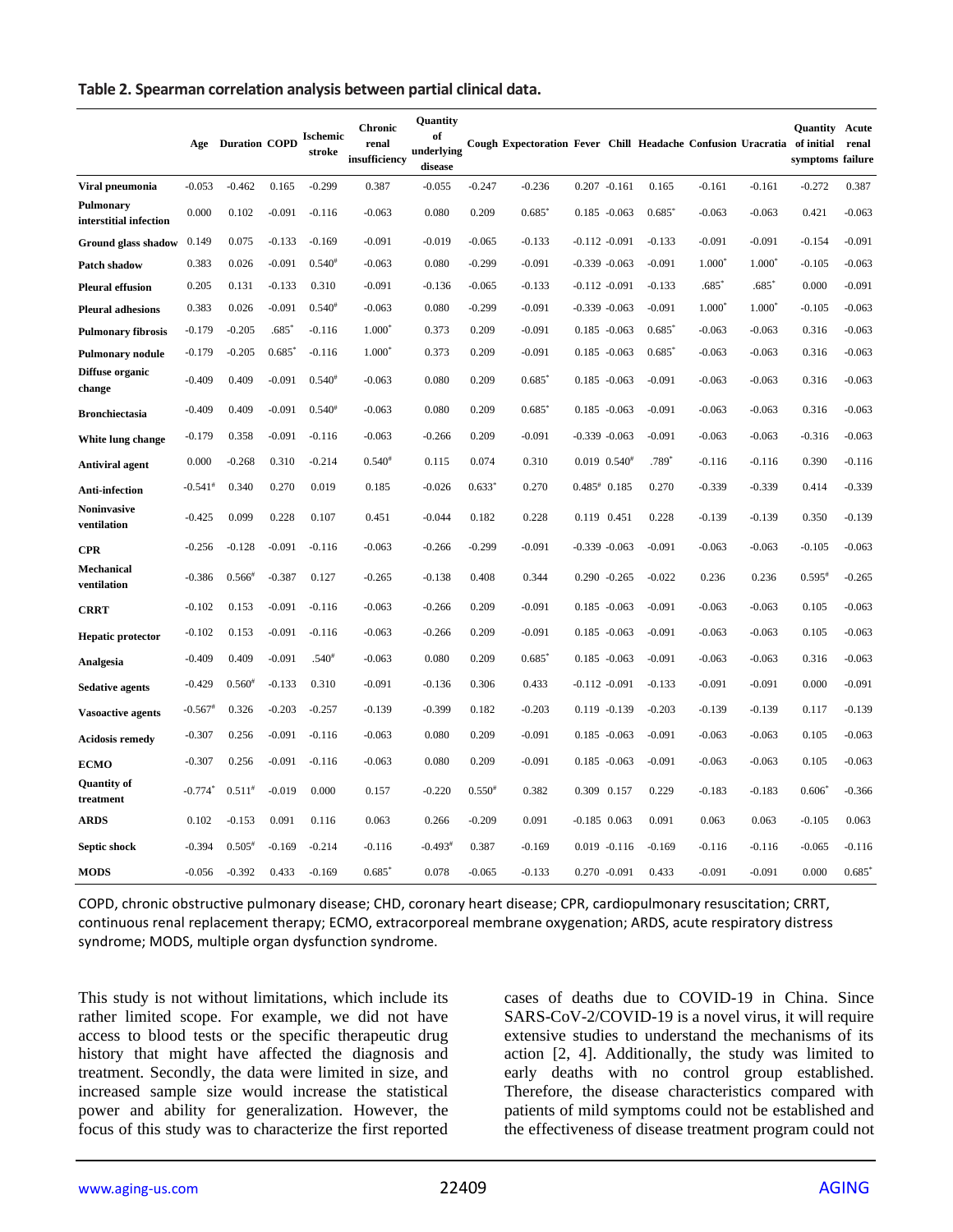**Table 2. Spearman correlation analysis between partial clinical data.**

| | Age | Duration | COPD | Ischemic stroke | Chronic renal insufficiency | Quantity of underlying disease | Cough | Expectoration | Fever | Chill | Headache | Confusion | Uracratia | Quantity of initial symptoms | Acute renal failure |
|---|---|---|---|---|---|---|---|---|---|---|---|---|---|---|---|
| **Viral pneumonia** | -0.053 | -0.462 | 0.165 | -0.299 | 0.387 | -0.055 | -0.247 | -0.236 | 0.207 | -0.161 | 0.165 | -0.161 | -0.161 | -0.272 | 0.387 |
| **Pulmonary interstitial infection** | 0.000 | 0.102 | -0.091 | -0.116 | -0.063 | 0.080 | 0.209 | 0.685* | 0.185 | -0.063 | 0.685* | -0.063 | -0.063 | 0.421 | -0.063 |
| **Ground glass shadow** | 0.149 | 0.075 | -0.133 | -0.169 | -0.091 | -0.019 | -0.065 | -0.133 | -0.112 | -0.091 | -0.133 | -0.091 | -0.091 | -0.154 | -0.091 |
| **Patch shadow** | 0.383 | 0.026 | -0.091 | 0.540# | -0.063 | 0.080 | -0.299 | -0.091 | -0.339 | -0.063 | -0.091 | 1.000* | 1.000* | -0.105 | -0.063 |
| **Pleural effusion** | 0.205 | 0.131 | -0.133 | 0.310 | -0.091 | -0.136 | -0.065 | -0.133 | -0.112 | -0.091 | -0.133 | .685* | .685* | 0.000 | -0.091 |
| **Pleural adhesions** | 0.383 | 0.026 | -0.091 | 0.540# | -0.063 | 0.080 | -0.299 | -0.091 | -0.339 | -0.063 | -0.091 | 1.000* | 1.000* | -0.105 | -0.063 |
| **Pulmonary fibrosis** | -0.179 | -0.205 | .685* | -0.116 | 1.000* | 0.373 | 0.209 | -0.091 | 0.185 | -0.063 | 0.685* | -0.063 | -0.063 | 0.316 | -0.063 |
| **Pulmonary nodule** | -0.179 | -0.205 | 0.685* | -0.116 | 1.000* | 0.373 | 0.209 | -0.091 | 0.185 | -0.063 | 0.685* | -0.063 | -0.063 | 0.316 | -0.063 |
| **Diffuse organic change** | -0.409 | 0.409 | -0.091 | 0.540# | -0.063 | 0.080 | 0.209 | 0.685* | 0.185 | -0.063 | -0.091 | -0.063 | -0.063 | 0.316 | -0.063 |
| **Bronchiectasia** | -0.409 | 0.409 | -0.091 | 0.540# | -0.063 | 0.080 | 0.209 | 0.685* | 0.185 | -0.063 | -0.091 | -0.063 | -0.063 | 0.316 | -0.063 |
| **White lung change** | -0.179 | 0.358 | -0.091 | -0.116 | -0.063 | -0.266 | 0.209 | -0.091 | -0.339 | -0.063 | -0.091 | -0.063 | -0.063 | -0.316 | -0.063 |
| **Antiviral agent** | 0.000 | -0.268 | 0.310 | -0.214 | 0.540# | 0.115 | 0.074 | 0.310 | 0.019 | 0.540# | .789* | -0.116 | -0.116 | 0.390 | -0.116 |
| **Anti-infection** | -0.541# | 0.340 | 0.270 | 0.019 | 0.185 | -0.026 | 0.633* | 0.270 | 0.485# | 0.185 | 0.270 | -0.339 | -0.339 | 0.414 | -0.339 |
| **Noninvasive ventilation** | -0.425 | 0.099 | 0.228 | 0.107 | 0.451 | -0.044 | 0.182 | 0.228 | 0.119 | 0.451 | 0.228 | -0.139 | -0.139 | 0.350 | -0.139 |
| **CPR** | -0.256 | -0.128 | -0.091 | -0.116 | -0.063 | -0.266 | -0.299 | -0.091 | -0.339 | -0.063 | -0.091 | -0.063 | -0.063 | -0.105 | -0.063 |
| **Mechanical ventilation** | -0.386 | 0.566# | -0.387 | 0.127 | -0.265 | -0.138 | 0.408 | 0.344 | 0.290 | -0.265 | -0.022 | 0.236 | 0.236 | 0.595# | -0.265 |
| **CRRT** | -0.102 | 0.153 | -0.091 | -0.116 | -0.063 | -0.266 | 0.209 | -0.091 | 0.185 | -0.063 | -0.091 | -0.063 | -0.063 | 0.105 | -0.063 |
| **Hepatic protector** | -0.102 | 0.153 | -0.091 | -0.116 | -0.063 | -0.266 | 0.209 | -0.091 | 0.185 | -0.063 | -0.091 | -0.063 | -0.063 | 0.105 | -0.063 |
| **Analgesia** | -0.409 | 0.409 | -0.091 | .540# | -0.063 | 0.080 | 0.209 | 0.685* | 0.185 | -0.063 | -0.091 | -0.063 | -0.063 | 0.316 | -0.063 |
| **Sedative agents** | -0.429 | 0.560# | -0.133 | 0.310 | -0.091 | -0.136 | 0.306 | 0.433 | -0.112 | -0.091 | -0.133 | -0.091 | -0.091 | 0.000 | -0.091 |
| **Vasoactive agents** | -0.567# | 0.326 | -0.203 | -0.257 | -0.139 | -0.399 | 0.182 | -0.203 | 0.119 | -0.139 | -0.203 | -0.139 | -0.139 | 0.117 | -0.139 |
| **Acidosis remedy** | -0.307 | 0.256 | -0.091 | -0.116 | -0.063 | 0.080 | 0.209 | -0.091 | 0.185 | -0.063 | -0.091 | -0.063 | -0.063 | 0.105 | -0.063 |
| **ECMO** | -0.307 | 0.256 | -0.091 | -0.116 | -0.063 | 0.080 | 0.209 | -0.091 | 0.185 | -0.063 | -0.091 | -0.063 | -0.063 | 0.105 | -0.063 |
| **Quantity of treatment** | -0.774* | 0.511# | -0.019 | 0.000 | 0.157 | -0.220 | 0.550# | 0.382 | 0.309 | 0.157 | 0.229 | -0.183 | -0.183 | 0.606* | -0.366 |
| **ARDS** | 0.102 | -0.153 | 0.091 | 0.116 | 0.063 | 0.266 | -0.209 | 0.091 | -0.185 | 0.063 | 0.091 | 0.063 | 0.063 | -0.105 | 0.063 |
| **Septic shock** | -0.394 | 0.505# | -0.169 | -0.214 | -0.116 | -0.493# | 0.387 | -0.169 | 0.019 | -0.116 | -0.169 | -0.116 | -0.116 | -0.065 | -0.116 |
| **MODS** | -0.056 | -0.392 | 0.433 | -0.169 | 0.685* | 0.078 | -0.065 | -0.133 | 0.270 | -0.091 | 0.433 | -0.091 | -0.091 | 0.000 | 0.685* |

COPD, chronic obstructive pulmonary disease; CHD, coronary heart disease; CPR, cardiopulmonary resuscitation; CRRT, continuous renal replacement therapy; ECMO, extracorporeal membrane oxygenation; ARDS, acute respiratory distress syndrome; MODS, multiple organ dysfunction syndrome.

This study is not without limitations, which include its rather limited scope. For example, we did not have access to blood tests or the specific therapeutic drug history that might have affected the diagnosis and treatment. Secondly, the data were limited in size, and increased sample size would increase the statistical power and ability for generalization. However, the focus of this study was to characterize the first reported cases of deaths due to COVID-19 in China. Since SARS-CoV-2/COVID-19 is a novel virus, it will require extensive studies to understand the mechanisms of its action [2, 4]. Additionally, the study was limited to early deaths with no control group established. Therefore, the disease characteristics compared with patients of mild symptoms could not be established and the effectiveness of disease treatment program could not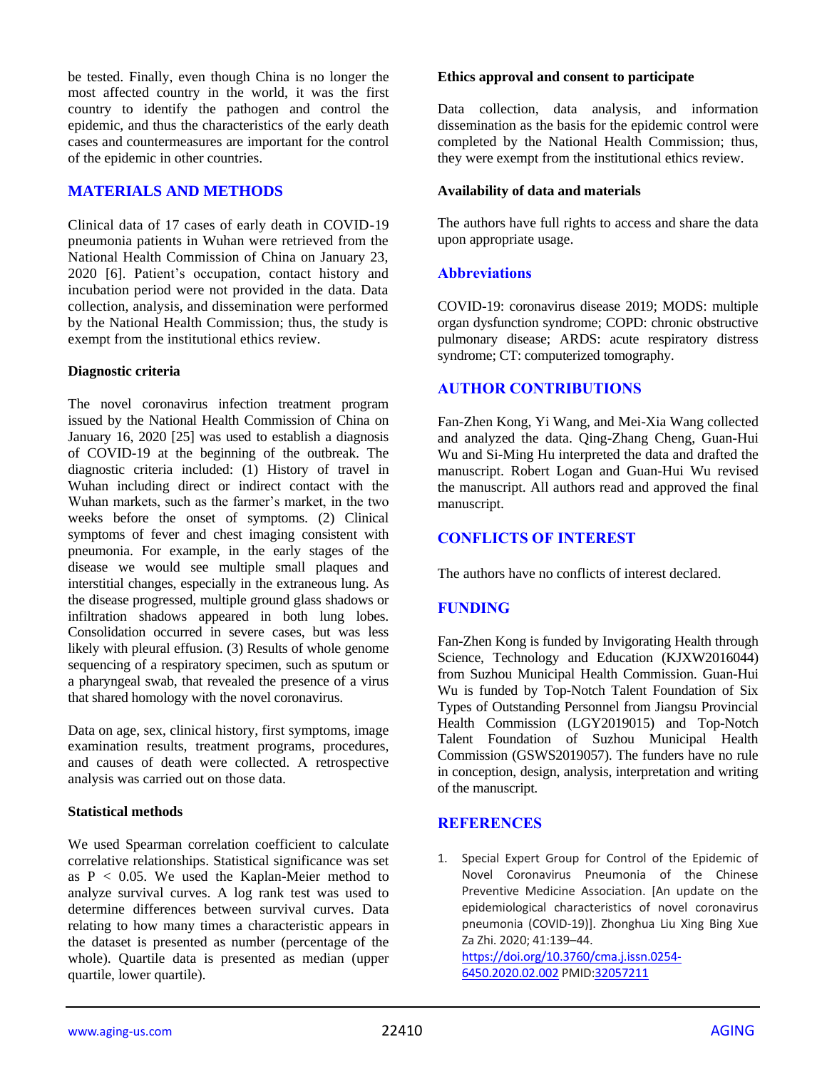be tested. Finally, even though China is no longer the most affected country in the world, it was the first country to identify the pathogen and control the epidemic, and thus the characteristics of the early death cases and countermeasures are important for the control of the epidemic in other countries.

## MATERIALS AND METHODS

Clinical data of 17 cases of early death in COVID-19 pneumonia patients in Wuhan were retrieved from the National Health Commission of China on January 23, 2020 [6]. Patient's occupation, contact history and incubation period were not provided in the data. Data collection, analysis, and dissemination were performed by the National Health Commission; thus, the study is exempt from the institutional ethics review.

### Diagnostic criteria

The novel coronavirus infection treatment program issued by the National Health Commission of China on January 16, 2020 [25] was used to establish a diagnosis of COVID-19 at the beginning of the outbreak. The diagnostic criteria included: (1) History of travel in Wuhan including direct or indirect contact with the Wuhan markets, such as the farmer's market, in the two weeks before the onset of symptoms. (2) Clinical symptoms of fever and chest imaging consistent with pneumonia. For example, in the early stages of the disease we would see multiple small plaques and interstitial changes, especially in the extraneous lung. As the disease progressed, multiple ground glass shadows or infiltration shadows appeared in both lung lobes. Consolidation occurred in severe cases, but was less likely with pleural effusion. (3) Results of whole genome sequencing of a respiratory specimen, such as sputum or a pharyngeal swab, that revealed the presence of a virus that shared homology with the novel coronavirus.

Data on age, sex, clinical history, first symptoms, image examination results, treatment programs, procedures, and causes of death were collected. A retrospective analysis was carried out on those data.

### Statistical methods

We used Spearman correlation coefficient to calculate correlative relationships. Statistical significance was set as $P < 0.05$. We used the Kaplan-Meier method to analyze survival curves. A log rank test was used to determine differences between survival curves. Data relating to how many times a characteristic appears in the dataset is presented as number (percentage of the whole). Quartile data is presented as median (upper quartile, lower quartile).

### Ethics approval and consent to participate

Data collection, data analysis, and information dissemination as the basis for the epidemic control were completed by the National Health Commission; thus, they were exempt from the institutional ethics review.

### Availability of data and materials

The authors have full rights to access and share the data upon appropriate usage.

### Abbreviations

COVID-19: coronavirus disease 2019; MODS: multiple organ dysfunction syndrome; COPD: chronic obstructive pulmonary disease; ARDS: acute respiratory distress syndrome; CT: computerized tomography.

## AUTHOR CONTRIBUTIONS

Fan-Zhen Kong, Yi Wang, and Mei-Xia Wang collected and analyzed the data. Qing-Zhang Cheng, Guan-Hui Wu and Si-Ming Hu interpreted the data and drafted the manuscript. Robert Logan and Guan-Hui Wu revised the manuscript. All authors read and approved the final manuscript.

## CONFLICTS OF INTEREST

The authors have no conflicts of interest declared.

## FUNDING

Fan-Zhen Kong is funded by Invigorating Health through Science, Technology and Education (KJXW2016044) from Suzhou Municipal Health Commission. Guan-Hui Wu is funded by Top-Notch Talent Foundation of Six Types of Outstanding Personnel from Jiangsu Provincial Health Commission (LGY2019015) and Top-Notch Talent Foundation of Suzhou Municipal Health Commission (GSWS2019057). The funders have no rule in conception, design, analysis, interpretation and writing of the manuscript.

## REFERENCES

1. Special Expert Group for Control of the Epidemic of Novel Coronavirus Pneumonia of the Chinese Preventive Medicine Association. [An update on the epidemiological characteristics of novel coronavirus pneumonia (COVID-19)]. Zhonghua Liu Xing Bing Xue Za Zhi. 2020; 41:139–44. https://doi.org/10.3760/cma.j.issn.0254-6450.2020.02.002 PMID:32057211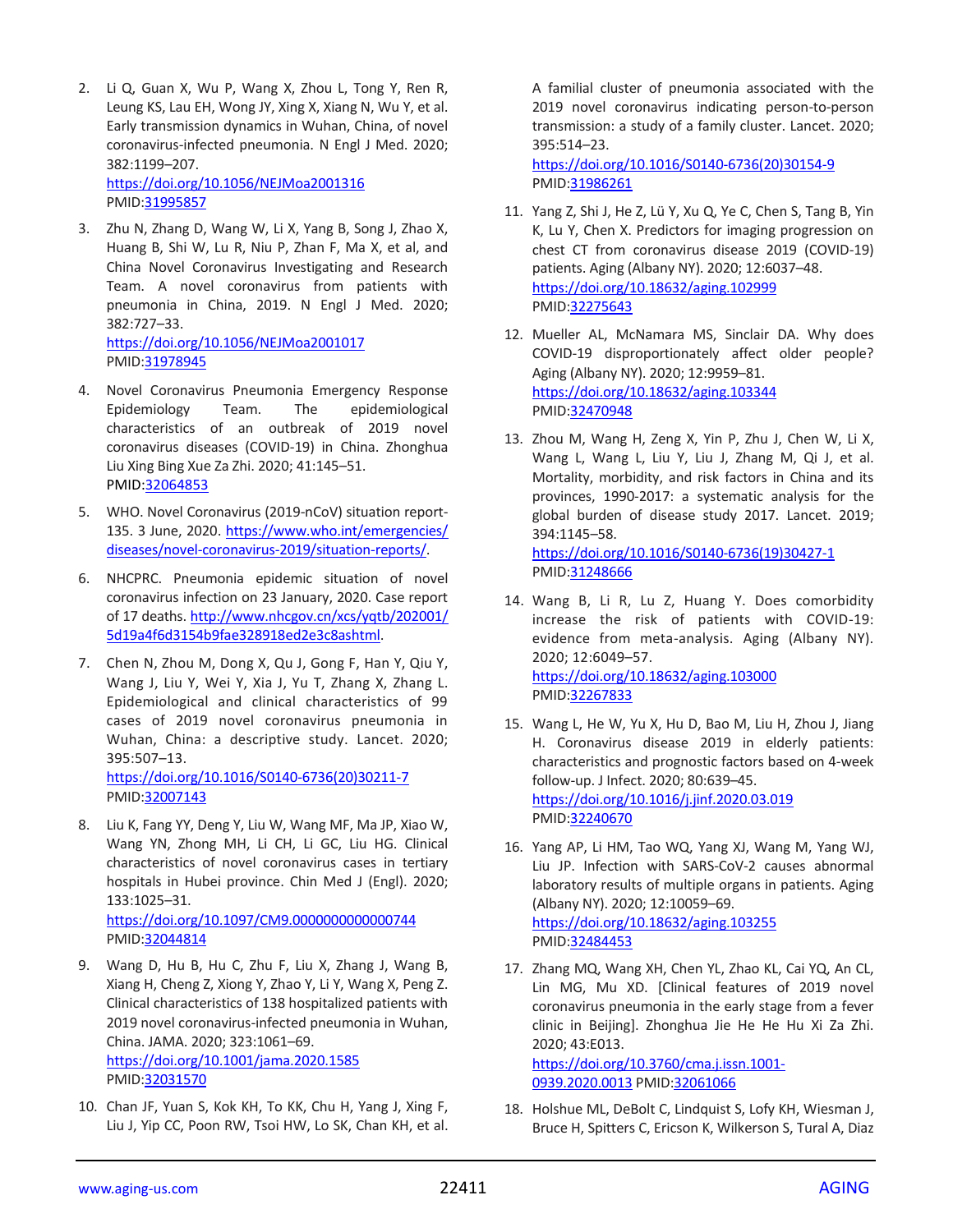2. Li Q, Guan X, Wu P, Wang X, Zhou L, Tong Y, Ren R, Leung KS, Lau EH, Wong JY, Xing X, Xiang N, Wu Y, et al. Early transmission dynamics in Wuhan, China, of novel coronavirus-infected pneumonia. N Engl J Med. 2020; 382:1199–207.
   https://doi.org/10.1056/NEJMoa2001316
   PMID:31995857

3. Zhu N, Zhang D, Wang W, Li X, Yang B, Song J, Zhao X, Huang B, Shi W, Lu R, Niu P, Zhan F, Ma X, et al, and China Novel Coronavirus Investigating and Research Team. A novel coronavirus from patients with pneumonia in China, 2019. N Engl J Med. 2020; 382:727–33.
   https://doi.org/10.1056/NEJMoa2001017
   PMID:31978945

4. Novel Coronavirus Pneumonia Emergency Response Epidemiology Team. The epidemiological characteristics of an outbreak of 2019 novel coronavirus diseases (COVID-19) in China. Zhonghua Liu Xing Bing Xue Za Zhi. 2020; 41:145–51.
   PMID:32064853

5. WHO. Novel Coronavirus (2019-nCoV) situation report-135. 3 June, 2020. https://www.who.int/emergencies/diseases/novel-coronavirus-2019/situation-reports/.

6. NHCPRC. Pneumonia epidemic situation of novel coronavirus infection on 23 January, 2020. Case report of 17 deaths. http://www.nhcgov.cn/xcs/yqtb/202001/5d19a4f6d3154b9fae328918ed2e3c8ashtml.

7. Chen N, Zhou M, Dong X, Qu J, Gong F, Han Y, Qiu Y, Wang J, Liu Y, Wei Y, Xia J, Yu T, Zhang X, Zhang L. Epidemiological and clinical characteristics of 99 cases of 2019 novel coronavirus pneumonia in Wuhan, China: a descriptive study. Lancet. 2020; 395:507–13.
   https://doi.org/10.1016/S0140-6736(20)30211-7
   PMID:32007143

8. Liu K, Fang YY, Deng Y, Liu W, Wang MF, Ma JP, Xiao W, Wang YN, Zhong MH, Li CH, Li GC, Liu HG. Clinical characteristics of novel coronavirus cases in tertiary hospitals in Hubei province. Chin Med J (Engl). 2020; 133:1025–31.
   https://doi.org/10.1097/CM9.0000000000000744
   PMID:32044814

9. Wang D, Hu B, Hu C, Zhu F, Liu X, Zhang J, Wang B, Xiang H, Cheng Z, Xiong Y, Zhao Y, Li Y, Wang X, Peng Z. Clinical characteristics of 138 hospitalized patients with 2019 novel coronavirus-infected pneumonia in Wuhan, China. JAMA. 2020; 323:1061–69.
   https://doi.org/10.1001/jama.2020.1585
   PMID:32031570

10. Chan JF, Yuan S, Kok KH, To KK, Chu H, Yang J, Xing F, Liu J, Yip CC, Poon RW, Tsoi HW, Lo SK, Chan KH, et al. A familial cluster of pneumonia associated with the 2019 novel coronavirus indicating person-to-person transmission: a study of a family cluster. Lancet. 2020; 395:514–23.
    https://doi.org/10.1016/S0140-6736(20)30154-9
    PMID:31986261

11. Yang Z, Shi J, He Z, Lü Y, Xu Q, Ye C, Chen S, Tang B, Yin K, Lu Y, Chen X. Predictors for imaging progression on chest CT from coronavirus disease 2019 (COVID-19) patients. Aging (Albany NY). 2020; 12:6037–48.
    https://doi.org/10.18632/aging.102999
    PMID:32275643

12. Mueller AL, McNamara MS, Sinclair DA. Why does COVID-19 disproportionately affect older people? Aging (Albany NY). 2020; 12:9959–81.
    https://doi.org/10.18632/aging.103344
    PMID:32470948

13. Zhou M, Wang H, Zeng X, Yin P, Zhu J, Chen W, Li X, Wang L, Wang L, Liu Y, Liu J, Zhang M, Qi J, et al. Mortality, morbidity, and risk factors in China and its provinces, 1990-2017: a systematic analysis for the global burden of disease study 2017. Lancet. 2019; 394:1145–58.
    https://doi.org/10.1016/S0140-6736(19)30427-1
    PMID:31248666

14. Wang B, Li R, Lu Z, Huang Y. Does comorbidity increase the risk of patients with COVID-19: evidence from meta-analysis. Aging (Albany NY). 2020; 12:6049–57.
    https://doi.org/10.18632/aging.103000
    PMID:32267833

15. Wang L, He W, Yu X, Hu D, Bao M, Liu H, Zhou J, Jiang H. Coronavirus disease 2019 in elderly patients: characteristics and prognostic factors based on 4-week follow-up. J Infect. 2020; 80:639–45.
    https://doi.org/10.1016/j.jinf.2020.03.019
    PMID:32240670

16. Yang AP, Li HM, Tao WQ, Yang XJ, Wang M, Yang WJ, Liu JP. Infection with SARS-CoV-2 causes abnormal laboratory results of multiple organs in patients. Aging (Albany NY). 2020; 12:10059–69.
    https://doi.org/10.18632/aging.103255
    PMID:32484453

17. Zhang MQ, Wang XH, Chen YL, Zhao KL, Cai YQ, An CL, Lin MG, Mu XD. [Clinical features of 2019 novel coronavirus pneumonia in the early stage from a fever clinic in Beijing]. Zhonghua Jie He He Hu Xi Za Zhi. 2020; 43:E013.
    https://doi.org/10.3760/cma.j.issn.1001-0939.2020.0013 PMID:32061066

18. Holshue ML, DeBolt C, Lindquist S, Lofy KH, Wiesman J, Bruce H, Spitters C, Ericson K, Wilkerson S, Tural A, Diaz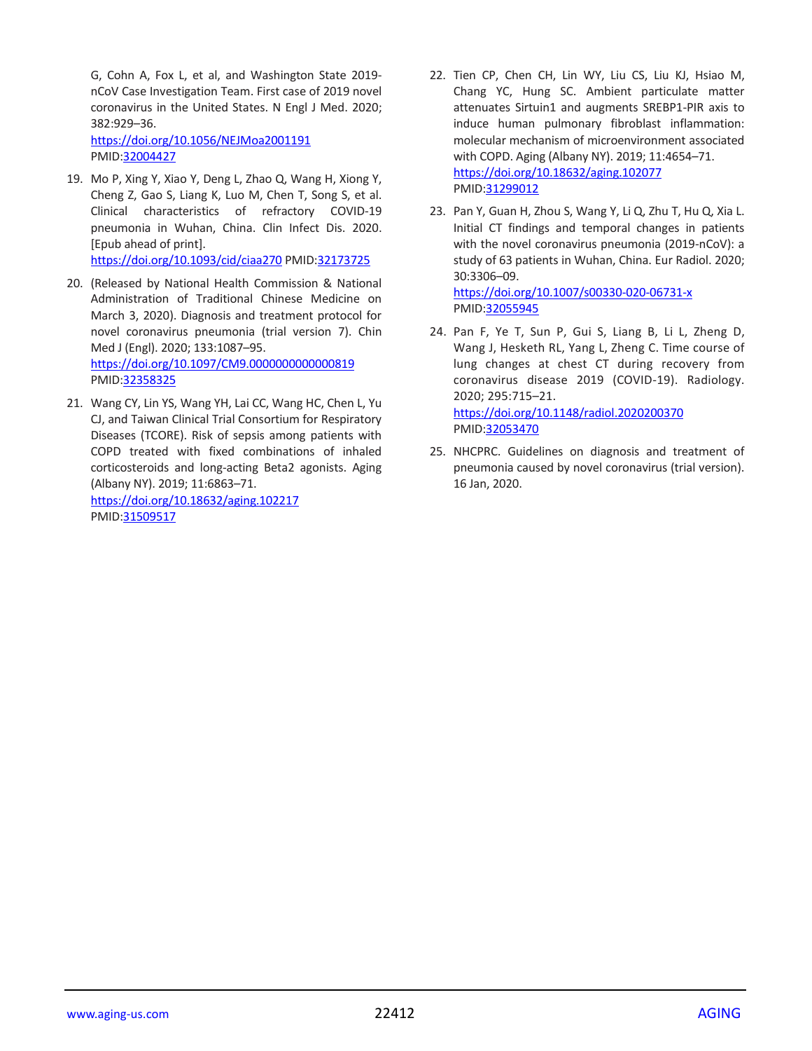G, Cohn A, Fox L, et al, and Washington State 2019-nCoV Case Investigation Team. First case of 2019 novel coronavirus in the United States. N Engl J Med. 2020; 382:929–36.
https://doi.org/10.1056/NEJMoa2001191
PMID:32004427

19. Mo P, Xing Y, Xiao Y, Deng L, Zhao Q, Wang H, Xiong Y, Cheng Z, Gao S, Liang K, Luo M, Chen T, Song S, et al. Clinical characteristics of refractory COVID-19 pneumonia in Wuhan, China. Clin Infect Dis. 2020. [Epub ahead of print].
https://doi.org/10.1093/cid/ciaa270 PMID:32173725

20. (Released by National Health Commission & National Administration of Traditional Chinese Medicine on March 3, 2020). Diagnosis and treatment protocol for novel coronavirus pneumonia (trial version 7). Chin Med J (Engl). 2020; 133:1087–95.
https://doi.org/10.1097/CM9.0000000000000819
PMID:32358325

21. Wang CY, Lin YS, Wang YH, Lai CC, Wang HC, Chen L, Yu CJ, and Taiwan Clinical Trial Consortium for Respiratory Diseases (TCORE). Risk of sepsis among patients with COPD treated with fixed combinations of inhaled corticosteroids and long-acting Beta2 agonists. Aging (Albany NY). 2019; 11:6863–71.
https://doi.org/10.18632/aging.102217
PMID:31509517

22. Tien CP, Chen CH, Lin WY, Liu CS, Liu KJ, Hsiao M, Chang YC, Hung SC. Ambient particulate matter attenuates Sirtuin1 and augments SREBP1-PIR axis to induce human pulmonary fibroblast inflammation: molecular mechanism of microenvironment associated with COPD. Aging (Albany NY). 2019; 11:4654–71.
https://doi.org/10.18632/aging.102077
PMID:31299012

23. Pan Y, Guan H, Zhou S, Wang Y, Li Q, Zhu T, Hu Q, Xia L. Initial CT findings and temporal changes in patients with the novel coronavirus pneumonia (2019-nCoV): a study of 63 patients in Wuhan, China. Eur Radiol. 2020; 30:3306–09.
https://doi.org/10.1007/s00330-020-06731-x
PMID:32055945

24. Pan F, Ye T, Sun P, Gui S, Liang B, Li L, Zheng D, Wang J, Hesketh RL, Yang L, Zheng C. Time course of lung changes at chest CT during recovery from coronavirus disease 2019 (COVID-19). Radiology. 2020; 295:715–21.
https://doi.org/10.1148/radiol.2020200370
PMID:32053470

25. NHCPRC. Guidelines on diagnosis and treatment of pneumonia caused by novel coronavirus (trial version). 16 Jan, 2020.